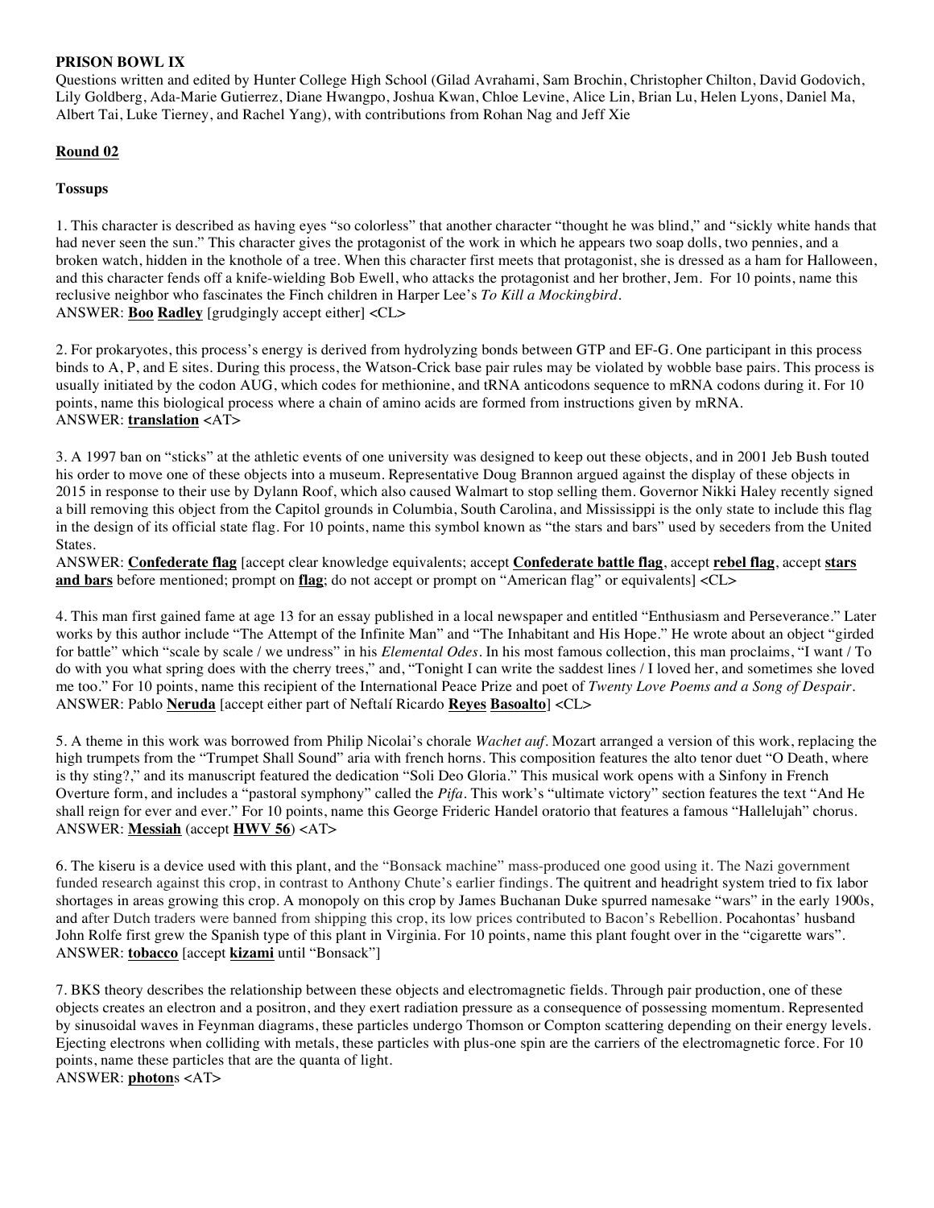**PRISON BOWL IX**

Questions written and edited by Hunter College High School (Gilad Avrahami, Sam Brochin, Christopher Chilton, David Godovich, Lily Goldberg, Ada-Marie Gutierrez, Diane Hwangpo, Joshua Kwan, Chloe Levine, Alice Lin, Brian Lu, Helen Lyons, Daniel Ma, Albert Tai, Luke Tierney, and Rachel Yang), with contributions from Rohan Nag and Jeff Xie

**Round 02**

**Tossups**

1. This character is described as having eyes "so colorless" that another character "thought he was blind," and "sickly white hands that had never seen the sun." This character gives the protagonist of the work in which he appears two soap dolls, two pennies, and a broken watch, hidden in the knothole of a tree. When this character first meets that protagonist, she is dressed as a ham for Halloween, and this character fends off a knife-wielding Bob Ewell, who attacks the protagonist and her brother, Jem. For 10 points, name this reclusive neighbor who fascinates the Finch children in Harper Lee's *To Kill a Mockingbird*.
ANSWER: **Boo Radley** [grudgingly accept either] <CL>

2. For prokaryotes, this process's energy is derived from hydrolyzing bonds between GTP and EF-G. One participant in this process binds to A, P, and E sites. During this process, the Watson-Crick base pair rules may be violated by wobble base pairs. This process is usually initiated by the codon AUG, which codes for methionine, and tRNA anticodons sequence to mRNA codons during it. For 10 points, name this biological process where a chain of amino acids are formed from instructions given by mRNA.
ANSWER: **translation** <AT>

3. A 1997 ban on "sticks" at the athletic events of one university was designed to keep out these objects, and in 2001 Jeb Bush touted his order to move one of these objects into a museum. Representative Doug Brannon argued against the display of these objects in 2015 in response to their use by Dylann Roof, which also caused Walmart to stop selling them. Governor Nikki Haley recently signed a bill removing this object from the Capitol grounds in Columbia, South Carolina, and Mississippi is the only state to include this flag in the design of its official state flag. For 10 points, name this symbol known as "the stars and bars" used by seceders from the United States.
ANSWER: **Confederate flag** [accept clear knowledge equivalents; accept **Confederate battle flag**, accept **rebel flag**, accept **stars and bars** before mentioned; prompt on **flag**; do not accept or prompt on "American flag" or equivalents] <CL>

4. This man first gained fame at age 13 for an essay published in a local newspaper and entitled "Enthusiasm and Perseverance." Later works by this author include "The Attempt of the Infinite Man" and "The Inhabitant and His Hope." He wrote about an object "girded for battle" which "scale by scale / we undress" in his *Elemental Odes*. In his most famous collection, this man proclaims, "I want / To do with you what spring does with the cherry trees," and, "Tonight I can write the saddest lines / I loved her, and sometimes she loved me too." For 10 points, name this recipient of the International Peace Prize and poet of *Twenty Love Poems and a Song of Despair*.
ANSWER: Pablo **Neruda** [accept either part of Neftalí Ricardo **Reyes Basoalto**] <CL>

5. A theme in this work was borrowed from Philip Nicolai's chorale *Wachet auf*. Mozart arranged a version of this work, replacing the high trumpets from the "Trumpet Shall Sound" aria with french horns. This composition features the alto tenor duet "O Death, where is thy sting?," and its manuscript featured the dedication "Soli Deo Gloria." This musical work opens with a Sinfony in French Overture form, and includes a "pastoral symphony" called the *Pifa*. This work's "ultimate victory" section features the text "And He shall reign for ever and ever." For 10 points, name this George Frideric Handel oratorio that features a famous "Hallelujah" chorus.
ANSWER: **Messiah** (accept **HWV 56**) <AT>

6. The kiseru is a device used with this plant, and the "Bonsack machine" mass-produced one good using it. The Nazi government funded research against this crop, in contrast to Anthony Chute's earlier findings. The quitrent and headright system tried to fix labor shortages in areas growing this crop. A monopoly on this crop by James Buchanan Duke spurred namesake "wars" in the early 1900s, and after Dutch traders were banned from shipping this crop, its low prices contributed to Bacon's Rebellion. Pocahontas' husband John Rolfe first grew the Spanish type of this plant in Virginia. For 10 points, name this plant fought over in the "cigarette wars".
ANSWER: **tobacco** [accept **kizami** until "Bonsack"]

7. BKS theory describes the relationship between these objects and electromagnetic fields. Through pair production, one of these objects creates an electron and a positron, and they exert radiation pressure as a consequence of possessing momentum. Represented by sinusoidal waves in Feynman diagrams, these particles undergo Thomson or Compton scattering depending on their energy levels. Ejecting electrons when colliding with metals, these particles with plus-one spin are the carriers of the electromagnetic force. For 10 points, name these particles that are the quanta of light.
ANSWER: **photon**s <AT>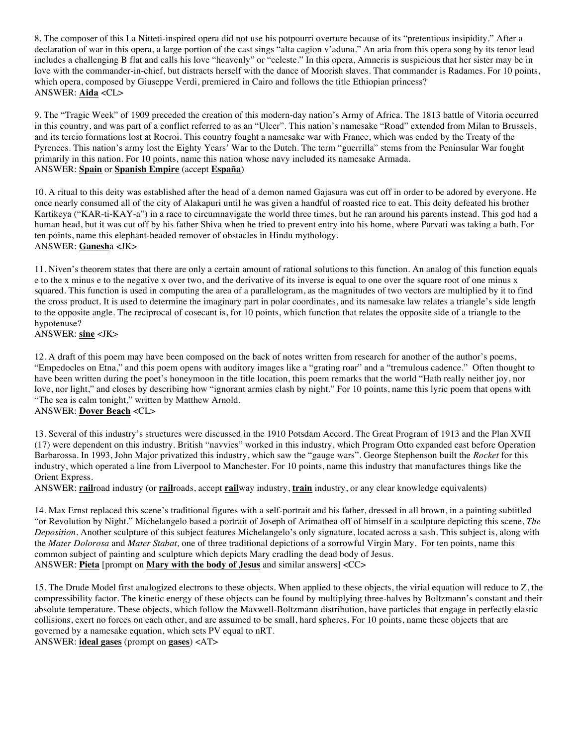8. The composer of this La Nitteti-inspired opera did not use his potpourri overture because of its "pretentious insipidity." After a declaration of war in this opera, a large portion of the cast sings "alta cagion v'aduna." An aria from this opera song by its tenor lead includes a challenging B flat and calls his love "heavenly" or "celeste." In this opera, Amneris is suspicious that her sister may be in love with the commander-in-chief, but distracts herself with the dance of Moorish slaves. That commander is Radames. For 10 points, which opera, composed by Giuseppe Verdi, premiered in Cairo and follows the title Ethiopian princess?
ANSWER: **Aida** <CL>

9. The "Tragic Week" of 1909 preceded the creation of this modern-day nation's Army of Africa. The 1813 battle of Vitoria occurred in this country, and was part of a conflict referred to as an "Ulcer". This nation's namesake "Road" extended from Milan to Brussels, and its tercio formations lost at Rocroi. This country fought a namesake war with France, which was ended by the Treaty of the Pyrenees. This nation's army lost the Eighty Years' War to the Dutch. The term "guerrilla" stems from the Peninsular War fought primarily in this nation. For 10 points, name this nation whose navy included its namesake Armada.
ANSWER: **Spain** or **Spanish Empire** (accept **España**)

10. A ritual to this deity was established after the head of a demon named Gajasura was cut off in order to be adored by everyone. He once nearly consumed all of the city of Alakapuri until he was given a handful of roasted rice to eat. This deity defeated his brother Kartikeya ("KAR-ti-KAY-a") in a race to circumnavigate the world three times, but he ran around his parents instead. This god had a human head, but it was cut off by his father Shiva when he tried to prevent entry into his home, where Parvati was taking a bath. For ten points, name this elephant-headed remover of obstacles in Hindu mythology.
ANSWER: **Ganesh**a <JK>

11. Niven's theorem states that there are only a certain amount of rational solutions to this function. An analog of this function equals e to the x minus e to the negative x over two, and the derivative of its inverse is equal to one over the square root of one minus x squared. This function is used in computing the area of a parallelogram, as the magnitudes of two vectors are multiplied by it to find the cross product. It is used to determine the imaginary part in polar coordinates, and its namesake law relates a triangle's side length to the opposite angle. The reciprocal of cosecant is, for 10 points, which function that relates the opposite side of a triangle to the hypotenuse?
ANSWER: **sine** <JK>

12. A draft of this poem may have been composed on the back of notes written from research for another of the author's poems, "Empedocles on Etna," and this poem opens with auditory images like a "grating roar" and a "tremulous cadence." Often thought to have been written during the poet's honeymoon in the title location, this poem remarks that the world "Hath really neither joy, nor love, nor light," and closes by describing how "ignorant armies clash by night." For 10 points, name this lyric poem that opens with "The sea is calm tonight," written by Matthew Arnold.
ANSWER: **Dover Beach** <CL>

13. Several of this industry's structures were discussed in the 1910 Potsdam Accord. The Great Program of 1913 and the Plan XVII (17) were dependent on this industry. British "navvies" worked in this industry, which Program Otto expanded east before Operation Barbarossa. In 1993, John Major privatized this industry, which saw the "gauge wars". George Stephenson built the *Rocket* for this industry, which operated a line from Liverpool to Manchester. For 10 points, name this industry that manufactures things like the Orient Express.
ANSWER: **rail**road industry (or **rail**roads, accept **rail**way industry, **train** industry, or any clear knowledge equivalents)

14. Max Ernst replaced this scene's traditional figures with a self-portrait and his father, dressed in all brown, in a painting subtitled "or Revolution by Night." Michelangelo based a portrait of Joseph of Arimathea off of himself in a sculpture depicting this scene, *The Deposition*. Another sculpture of this subject features Michelangelo's only signature, located across a sash. This subject is, along with the *Mater Dolorosa* and *Mater Stabat,* one of three traditional depictions of a sorrowful Virgin Mary. For ten points, name this common subject of painting and sculpture which depicts Mary cradling the dead body of Jesus.
ANSWER: **Pieta** [prompt on **Mary with the body of Jesus** and similar answers] <CC>

15. The Drude Model first analogized electrons to these objects. When applied to these objects, the virial equation will reduce to Z, the compressibility factor. The kinetic energy of these objects can be found by multiplying three-halves by Boltzmann's constant and their absolute temperature. These objects, which follow the Maxwell-Boltzmann distribution, have particles that engage in perfectly elastic collisions, exert no forces on each other, and are assumed to be small, hard spheres. For 10 points, name these objects that are governed by a namesake equation, which sets PV equal to nRT.
ANSWER: **ideal gases** (prompt on **gases**) <AT>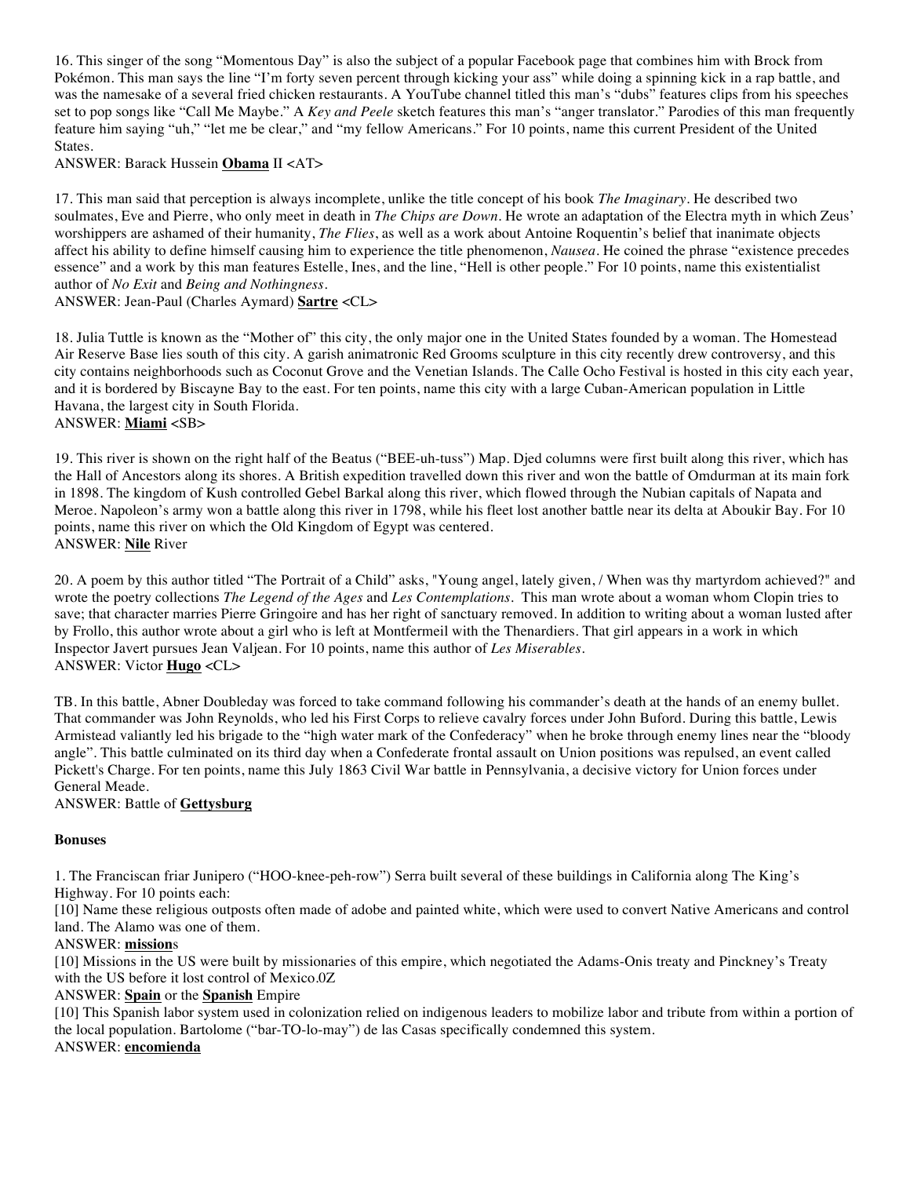16. This singer of the song "Momentous Day" is also the subject of a popular Facebook page that combines him with Brock from Pokémon. This man says the line "I'm forty seven percent through kicking your ass" while doing a spinning kick in a rap battle, and was the namesake of a several fried chicken restaurants. A YouTube channel titled this man's "dubs" features clips from his speeches set to pop songs like "Call Me Maybe." A *Key and Peele* sketch features this man's "anger translator." Parodies of this man frequently feature him saying "uh," "let me be clear," and "my fellow Americans." For 10 points, name this current President of the United States.

ANSWER: Barack Hussein **Obama** II <AT>

17. This man said that perception is always incomplete, unlike the title concept of his book *The Imaginary*. He described two soulmates, Eve and Pierre, who only meet in death in *The Chips are Down*. He wrote an adaptation of the Electra myth in which Zeus' worshippers are ashamed of their humanity, *The Flies*, as well as a work about Antoine Roquentin's belief that inanimate objects affect his ability to define himself causing him to experience the title phenomenon, *Nausea*. He coined the phrase "existence precedes essence" and a work by this man features Estelle, Ines, and the line, "Hell is other people." For 10 points, name this existentialist author of *No Exit* and *Being and Nothingness*.

ANSWER: Jean-Paul (Charles Aymard) **Sartre** <CL>

18. Julia Tuttle is known as the "Mother of" this city, the only major one in the United States founded by a woman. The Homestead Air Reserve Base lies south of this city. A garish animatronic Red Grooms sculpture in this city recently drew controversy, and this city contains neighborhoods such as Coconut Grove and the Venetian Islands. The Calle Ocho Festival is hosted in this city each year, and it is bordered by Biscayne Bay to the east. For ten points, name this city with a large Cuban-American population in Little Havana, the largest city in South Florida.

ANSWER: **Miami** <SB>

19. This river is shown on the right half of the Beatus ("BEE-uh-tuss") Map. Djed columns were first built along this river, which has the Hall of Ancestors along its shores. A British expedition travelled down this river and won the battle of Omdurman at its main fork in 1898. The kingdom of Kush controlled Gebel Barkal along this river, which flowed through the Nubian capitals of Napata and Meroe. Napoleon's army won a battle along this river in 1798, while his fleet lost another battle near its delta at Aboukir Bay. For 10 points, name this river on which the Old Kingdom of Egypt was centered.

ANSWER: **Nile** River

20. A poem by this author titled "The Portrait of a Child" asks, "Young angel, lately given, / When was thy martyrdom achieved?" and wrote the poetry collections *The Legend of the Ages* and *Les Contemplations*. This man wrote about a woman whom Clopin tries to save; that character marries Pierre Gringoire and has her right of sanctuary removed. In addition to writing about a woman lusted after by Frollo, this author wrote about a girl who is left at Montfermeil with the Thenardiers. That girl appears in a work in which Inspector Javert pursues Jean Valjean. For 10 points, name this author of *Les Miserables*.

ANSWER: Victor **Hugo** <CL>

TB. In this battle, Abner Doubleday was forced to take command following his commander's death at the hands of an enemy bullet. That commander was John Reynolds, who led his First Corps to relieve cavalry forces under John Buford. During this battle, Lewis Armistead valiantly led his brigade to the "high water mark of the Confederacy" when he broke through enemy lines near the "bloody angle". This battle culminated on its third day when a Confederate frontal assault on Union positions was repulsed, an event called Pickett's Charge. For ten points, name this July 1863 Civil War battle in Pennsylvania, a decisive victory for Union forces under General Meade.

ANSWER: Battle of **Gettysburg**

**Bonuses**

1. The Franciscan friar Junipero ("HOO-knee-peh-row") Serra built several of these buildings in California along The King's Highway. For 10 points each:

[10] Name these religious outposts often made of adobe and painted white, which were used to convert Native Americans and control land. The Alamo was one of them.

ANSWER: **mission**s

[10] Missions in the US were built by missionaries of this empire, which negotiated the Adams-Onis treaty and Pinckney's Treaty with the US before it lost control of Mexico.0Z

ANSWER: **Spain** or the **Spanish** Empire

[10] This Spanish labor system used in colonization relied on indigenous leaders to mobilize labor and tribute from within a portion of the local population. Bartolome ("bar-TO-lo-may") de las Casas specifically condemned this system.

ANSWER: **encomienda**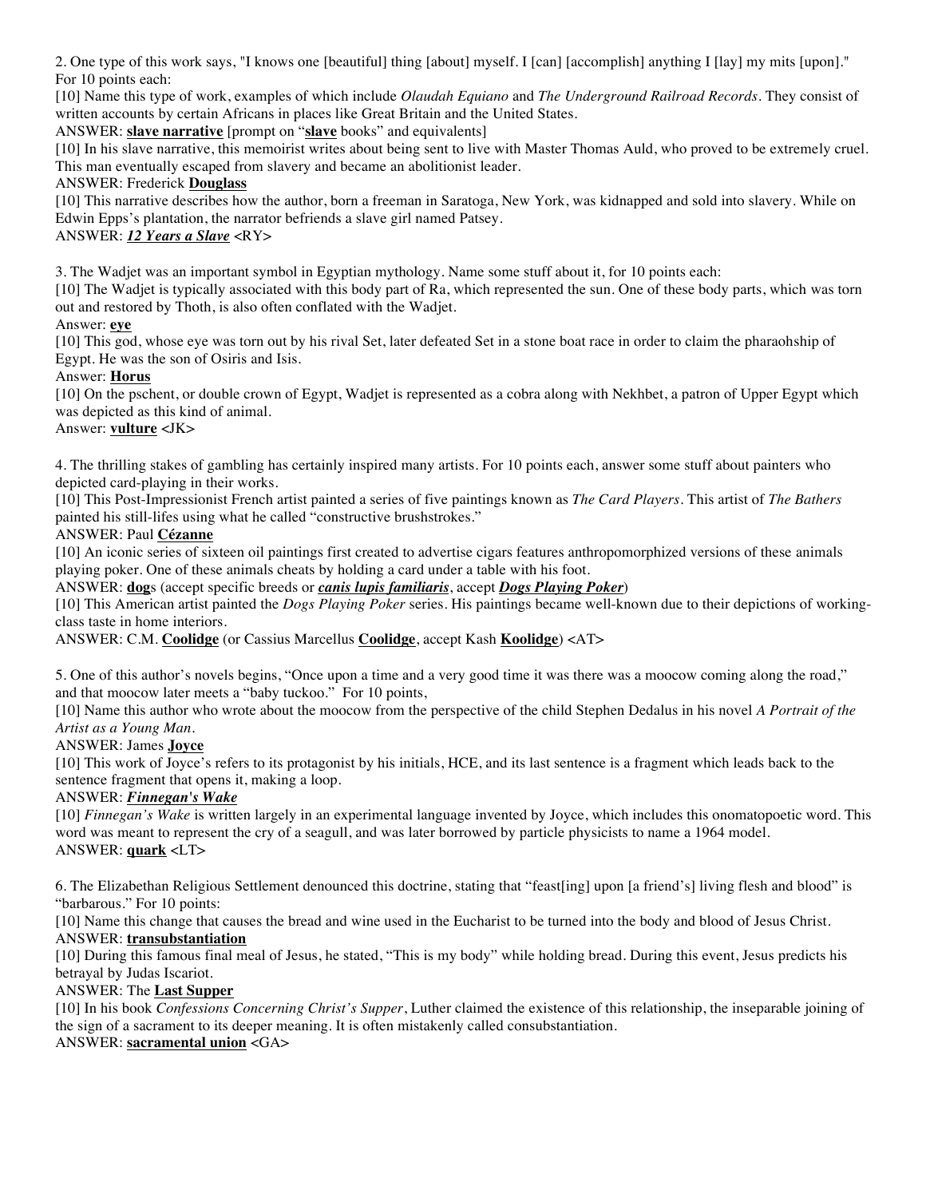2. One type of this work says, "I knows one [beautiful] thing [about] myself. I [can] [accomplish] anything I [lay] my mits [upon]." For 10 points each:

[10] Name this type of work, examples of which include *Olaudah Equiano* and *The Underground Railroad Records*. They consist of written accounts by certain Africans in places like Great Britain and the United States.

ANSWER: **slave narrative** [prompt on "**slave** books" and equivalents]

[10] In his slave narrative, this memoirist writes about being sent to live with Master Thomas Auld, who proved to be extremely cruel. This man eventually escaped from slavery and became an abolitionist leader.

ANSWER: Frederick **Douglass**

[10] This narrative describes how the author, born a freeman in Saratoga, New York, was kidnapped and sold into slavery. While on Edwin Epps's plantation, the narrator befriends a slave girl named Patsey.

ANSWER: ***12 Years a Slave*** <RY>

3. The Wadjet was an important symbol in Egyptian mythology. Name some stuff about it, for 10 points each:

[10] The Wadjet is typically associated with this body part of Ra, which represented the sun. One of these body parts, which was torn out and restored by Thoth, is also often conflated with the Wadjet.

Answer: **eye**

[10] This god, whose eye was torn out by his rival Set, later defeated Set in a stone boat race in order to claim the pharaohship of Egypt. He was the son of Osiris and Isis.

Answer: **Horus**

[10] On the pschent, or double crown of Egypt, Wadjet is represented as a cobra along with Nekhbet, a patron of Upper Egypt which was depicted as this kind of animal.

Answer: **vulture** <JK>

4. The thrilling stakes of gambling has certainly inspired many artists. For 10 points each, answer some stuff about painters who depicted card-playing in their works.

[10] This Post-Impressionist French artist painted a series of five paintings known as *The Card Players*. This artist of *The Bathers* painted his still-lifes using what he called "constructive brushstrokes."

ANSWER: Paul **Cézanne**

[10] An iconic series of sixteen oil paintings first created to advertise cigars features anthropomorphized versions of these animals playing poker. One of these animals cheats by holding a card under a table with his foot.

ANSWER: **dog**s (accept specific breeds or ***canis lupis familiaris***, accept ***Dogs Playing Poker***)

[10] This American artist painted the *Dogs Playing Poker* series. His paintings became well-known due to their depictions of working-class taste in home interiors.

ANSWER: C.M. **Coolidge** (or Cassius Marcellus **Coolidge**, accept Kash **Koolidge**) <AT>

5. One of this author's novels begins, "Once upon a time and a very good time it was there was a moocow coming along the road," and that moocow later meets a "baby tuckoo." For 10 points,

[10] Name this author who wrote about the moocow from the perspective of the child Stephen Dedalus in his novel *A Portrait of the Artist as a Young Man*.

ANSWER: James **Joyce**

[10] This work of Joyce's refers to its protagonist by his initials, HCE, and its last sentence is a fragment which leads back to the sentence fragment that opens it, making a loop.

ANSWER: ***Finnegan's Wake***

[10] *Finnegan's Wake* is written largely in an experimental language invented by Joyce, which includes this onomatopoeic word. This word was meant to represent the cry of a seagull, and was later borrowed by particle physicists to name a 1964 model.

ANSWER: **quark** <LT>

6. The Elizabethan Religious Settlement denounced this doctrine, stating that "feast[ing] upon [a friend's] living flesh and blood" is "barbarous." For 10 points:

[10] Name this change that causes the bread and wine used in the Eucharist to be turned into the body and blood of Jesus Christ.

ANSWER: **transubstantiation**

[10] During this famous final meal of Jesus, he stated, "This is my body" while holding bread. During this event, Jesus predicts his betrayal by Judas Iscariot.

ANSWER: The **Last Supper**

[10] In his book *Confessions Concerning Christ's Supper*, Luther claimed the existence of this relationship, the inseparable joining of the sign of a sacrament to its deeper meaning. It is often mistakenly called consubstantiation.

ANSWER: **sacramental union** <GA>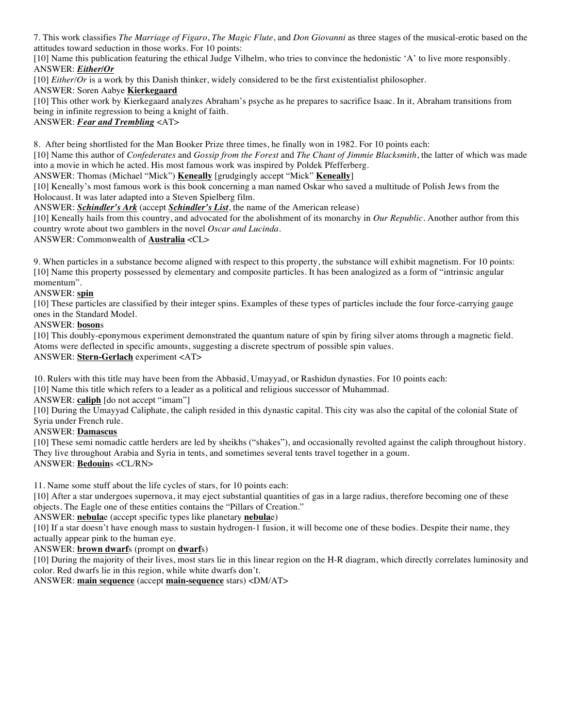7. This work classifies *The Marriage of Figaro*, *The Magic Flute*, and *Don Giovanni* as three stages of the musical-erotic based on the attitudes toward seduction in those works. For 10 points:

[10] Name this publication featuring the ethical Judge Vilhelm, who tries to convince the hedonistic 'A' to live more responsibly.

ANSWER: ***Either/Or***

[10] *Either/Or* is a work by this Danish thinker, widely considered to be the first existentialist philosopher.

ANSWER: Soren Aabye **Kierkegaard**

[10] This other work by Kierkegaard analyzes Abraham's psyche as he prepares to sacrifice Isaac. In it, Abraham transitions from being in infinite regression to being a knight of faith.

ANSWER: ***Fear and Trembling*** <AT>

8. After being shortlisted for the Man Booker Prize three times, he finally won in 1982. For 10 points each:

[10] Name this author of *Confederates* and *Gossip from the Forest* and *The Chant of Jimmie Blacksmith*, the latter of which was made into a movie in which he acted. His most famous work was inspired by Poldek Pfefferberg.

ANSWER: Thomas (Michael "Mick") **Keneally** [grudgingly accept "Mick" **Keneally**]

[10] Keneally's most famous work is this book concerning a man named Oskar who saved a multitude of Polish Jews from the Holocaust. It was later adapted into a Steven Spielberg film.

ANSWER: ***Schindler's Ark*** (accept ***Schindler's List***, the name of the American release)

[10] Keneally hails from this country, and advocated for the abolishment of its monarchy in *Our Republic*. Another author from this country wrote about two gamblers in the novel *Oscar and Lucinda*.

ANSWER: Commonwealth of **Australia** <CL>

9. When particles in a substance become aligned with respect to this property, the substance will exhibit magnetism. For 10 points:

[10] Name this property possessed by elementary and composite particles. It has been analogized as a form of "intrinsic angular momentum".

ANSWER: **spin**

[10] These particles are classified by their integer spins. Examples of these types of particles include the four force-carrying gauge ones in the Standard Model.

ANSWER: **boson**s

[10] This doubly-eponymous experiment demonstrated the quantum nature of spin by firing silver atoms through a magnetic field. Atoms were deflected in specific amounts, suggesting a discrete spectrum of possible spin values.

ANSWER: **Stern-Gerlach** experiment <AT>

10. Rulers with this title may have been from the Abbasid, Umayyad, or Rashidun dynasties. For 10 points each:

[10] Name this title which refers to a leader as a political and religious successor of Muhammad.

ANSWER: **caliph** [do not accept "imam"]

[10] During the Umayyad Caliphate, the caliph resided in this dynastic capital. This city was also the capital of the colonial State of Syria under French rule.

ANSWER: **Damascus**

[10] These semi nomadic cattle herders are led by sheikhs ("shakes"), and occasionally revolted against the caliph throughout history. They live throughout Arabia and Syria in tents, and sometimes several tents travel together in a goum.

ANSWER: **Bedouin**s <CL/RN>

11. Name some stuff about the life cycles of stars, for 10 points each:

[10] After a star undergoes supernova, it may eject substantial quantities of gas in a large radius, therefore becoming one of these objects. The Eagle one of these entities contains the "Pillars of Creation."

ANSWER: **nebula**e (accept specific types like planetary **nebula**e)

[10] If a star doesn't have enough mass to sustain hydrogen-1 fusion, it will become one of these bodies. Despite their name, they actually appear pink to the human eye.

ANSWER: **brown dwarf**s (prompt on **dwarf**s)

[10] During the majority of their lives, most stars lie in this linear region on the H-R diagram, which directly correlates luminosity and color. Red dwarfs lie in this region, while white dwarfs don't.

ANSWER: **main sequence** (accept **main-sequence** stars) <DM/AT>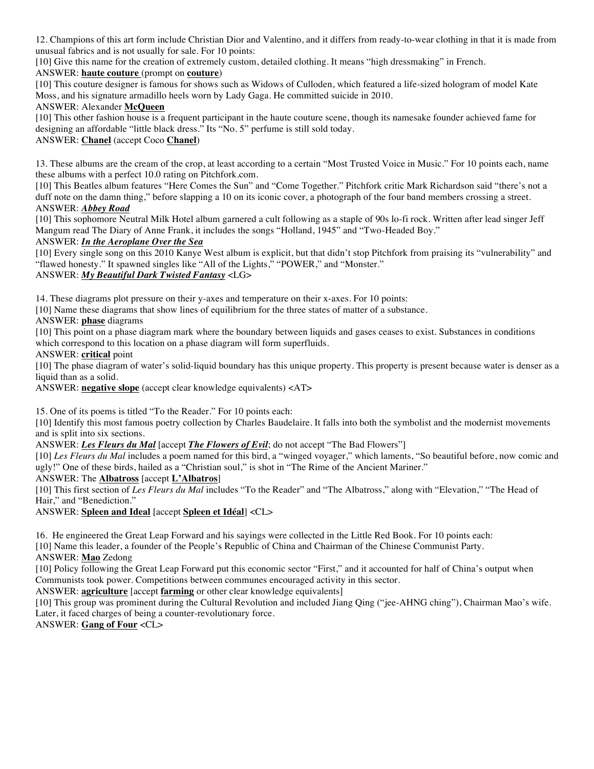12. Champions of this art form include Christian Dior and Valentino, and it differs from ready-to-wear clothing in that it is made from unusual fabrics and is not usually for sale. For 10 points:

[10] Give this name for the creation of extremely custom, detailed clothing. It means "high dressmaking" in French.

ANSWER: **haute couture** (prompt on **couture**)

[10] This couture designer is famous for shows such as Widows of Culloden, which featured a life-sized hologram of model Kate Moss, and his signature armadillo heels worn by Lady Gaga. He committed suicide in 2010.

ANSWER: Alexander **McQueen**

[10] This other fashion house is a frequent participant in the haute couture scene, though its namesake founder achieved fame for designing an affordable "little black dress." Its "No. 5" perfume is still sold today.

ANSWER: **Chanel** (accept Coco **Chanel**)

13. These albums are the cream of the crop, at least according to a certain "Most Trusted Voice in Music." For 10 points each, name these albums with a perfect 10.0 rating on Pitchfork.com.

[10] This Beatles album features "Here Comes the Sun" and "Come Together." Pitchfork critic Mark Richardson said "there's not a duff note on the damn thing," before slapping a 10 on its iconic cover, a photograph of the four band members crossing a street.

ANSWER: ***Abbey Road***

[10] This sophomore Neutral Milk Hotel album garnered a cult following as a staple of 90s lo-fi rock. Written after lead singer Jeff Mangum read The Diary of Anne Frank, it includes the songs "Holland, 1945" and "Two-Headed Boy."

ANSWER: ***In the Aeroplane Over the Sea***

[10] Every single song on this 2010 Kanye West album is explicit, but that didn't stop Pitchfork from praising its "vulnerability" and "flawed honesty." It spawned singles like "All of the Lights," "POWER," and "Monster."

ANSWER: ***My Beautiful Dark Twisted Fantasy*** <LG>

14. These diagrams plot pressure on their y-axes and temperature on their x-axes. For 10 points:

[10] Name these diagrams that show lines of equilibrium for the three states of matter of a substance.

ANSWER: **phase** diagrams

[10] This point on a phase diagram mark where the boundary between liquids and gases ceases to exist. Substances in conditions which correspond to this location on a phase diagram will form superfluids.

ANSWER: **critical** point

[10] The phase diagram of water's solid-liquid boundary has this unique property. This property is present because water is denser as a liquid than as a solid.

ANSWER: **negative slope** (accept clear knowledge equivalents) <AT>

15. One of its poems is titled "To the Reader." For 10 points each:

[10] Identify this most famous poetry collection by Charles Baudelaire. It falls into both the symbolist and the modernist movements and is split into six sections.

ANSWER: ***Les Fleurs du Mal*** [accept ***The Flowers of Evil***; do not accept "The Bad Flowers"]

[10] *Les Fleurs du Mal* includes a poem named for this bird, a "winged voyager," which laments, "So beautiful before, now comic and ugly!" One of these birds, hailed as a "Christian soul," is shot in "The Rime of the Ancient Mariner."

ANSWER: The **Albatross** [accept **L'Albatros**]

[10] This first section of *Les Fleurs du Mal* includes "To the Reader" and "The Albatross," along with "Elevation," "The Head of Hair," and "Benediction."

ANSWER: **Spleen and Ideal** [accept **Spleen et Idéal**] <CL>

16. He engineered the Great Leap Forward and his sayings were collected in the Little Red Book. For 10 points each:

[10] Name this leader, a founder of the People's Republic of China and Chairman of the Chinese Communist Party.

ANSWER: **Mao** Zedong

[10] Policy following the Great Leap Forward put this economic sector "First," and it accounted for half of China's output when Communists took power. Competitions between communes encouraged activity in this sector.

ANSWER: **agriculture** [accept **farming** or other clear knowledge equivalents]

[10] This group was prominent during the Cultural Revolution and included Jiang Qing ("jee-AHNG ching"), Chairman Mao's wife. Later, it faced charges of being a counter-revolutionary force.

ANSWER: **Gang of Four** <CL>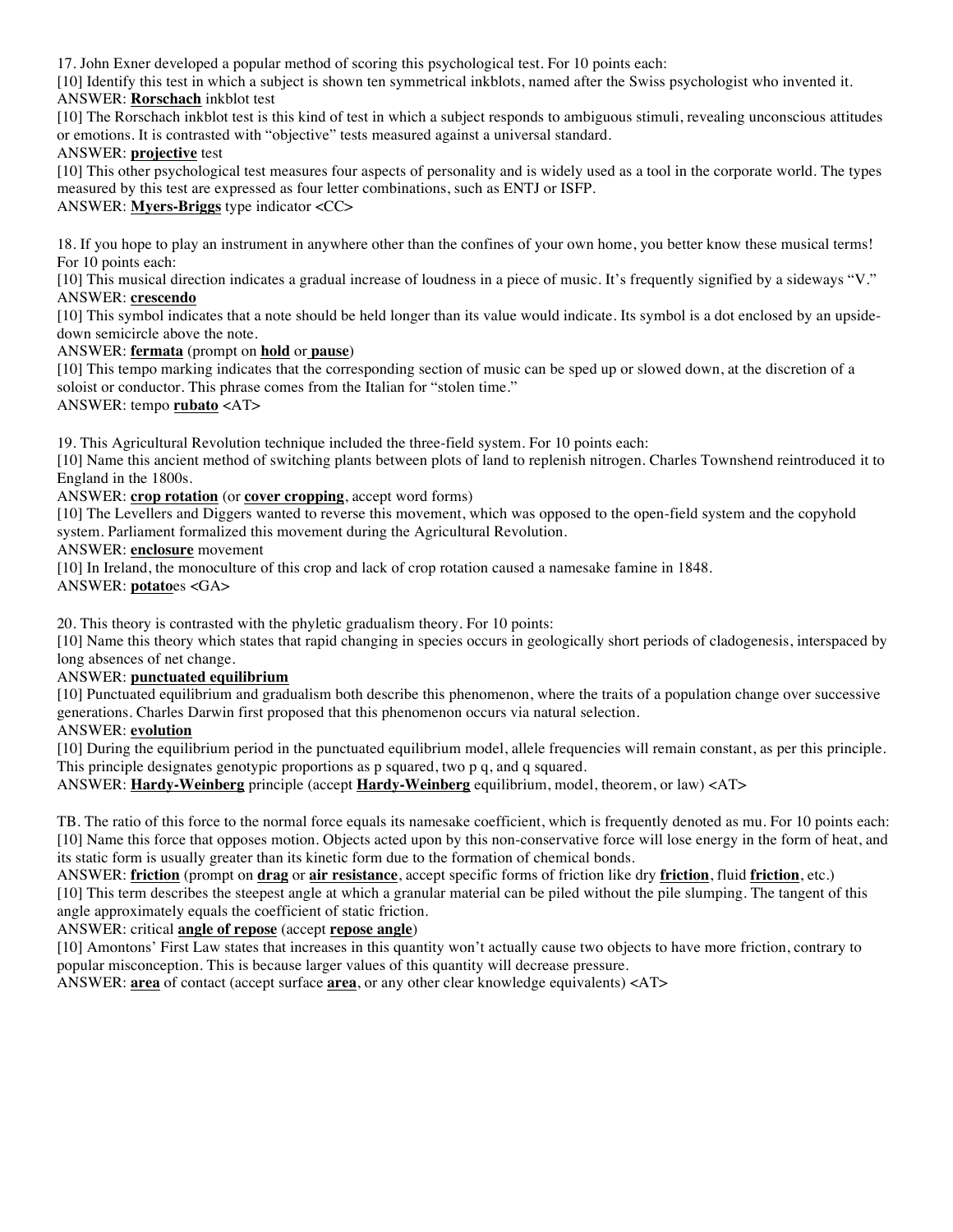17. John Exner developed a popular method of scoring this psychological test. For 10 points each:

[10] Identify this test in which a subject is shown ten symmetrical inkblots, named after the Swiss psychologist who invented it.

ANSWER: **Rorschach** inkblot test

[10] The Rorschach inkblot test is this kind of test in which a subject responds to ambiguous stimuli, revealing unconscious attitudes or emotions. It is contrasted with "objective" tests measured against a universal standard.

ANSWER: **projective** test

[10] This other psychological test measures four aspects of personality and is widely used as a tool in the corporate world. The types measured by this test are expressed as four letter combinations, such as ENTJ or ISFP.

ANSWER: **Myers-Briggs** type indicator <CC>

18. If you hope to play an instrument in anywhere other than the confines of your own home, you better know these musical terms! For 10 points each:

[10] This musical direction indicates a gradual increase of loudness in a piece of music. It's frequently signified by a sideways "V."

ANSWER: **crescendo**

[10] This symbol indicates that a note should be held longer than its value would indicate. Its symbol is a dot enclosed by an upside-down semicircle above the note.

ANSWER: **fermata** (prompt on **hold** or **pause**)

[10] This tempo marking indicates that the corresponding section of music can be sped up or slowed down, at the discretion of a soloist or conductor. This phrase comes from the Italian for "stolen time."

ANSWER: tempo **rubato** <AT>

19. This Agricultural Revolution technique included the three-field system. For 10 points each:

[10] Name this ancient method of switching plants between plots of land to replenish nitrogen. Charles Townshend reintroduced it to England in the 1800s.

ANSWER: **crop rotation** (or **cover cropping**, accept word forms)

[10] The Levellers and Diggers wanted to reverse this movement, which was opposed to the open-field system and the copyhold system. Parliament formalized this movement during the Agricultural Revolution.

ANSWER: **enclosure** movement

[10] In Ireland, the monoculture of this crop and lack of crop rotation caused a namesake famine in 1848.

ANSWER: **potato**es <GA>

20. This theory is contrasted with the phyletic gradualism theory. For 10 points:

[10] Name this theory which states that rapid changing in species occurs in geologically short periods of cladogenesis, interspaced by long absences of net change.

ANSWER: **punctuated equilibrium**

[10] Punctuated equilibrium and gradualism both describe this phenomenon, where the traits of a population change over successive generations. Charles Darwin first proposed that this phenomenon occurs via natural selection.

ANSWER: **evolution**

[10] During the equilibrium period in the punctuated equilibrium model, allele frequencies will remain constant, as per this principle. This principle designates genotypic proportions as p squared, two p q, and q squared.

ANSWER: **Hardy-Weinberg** principle (accept **Hardy-Weinberg** equilibrium, model, theorem, or law) <AT>

TB. The ratio of this force to the normal force equals its namesake coefficient, which is frequently denoted as mu. For 10 points each:

[10] Name this force that opposes motion. Objects acted upon by this non-conservative force will lose energy in the form of heat, and its static form is usually greater than its kinetic form due to the formation of chemical bonds.

ANSWER: **friction** (prompt on **drag** or **air resistance**, accept specific forms of friction like dry **friction**, fluid **friction**, etc.)

[10] This term describes the steepest angle at which a granular material can be piled without the pile slumping. The tangent of this angle approximately equals the coefficient of static friction.

ANSWER: critical **angle of repose** (accept **repose angle**)

[10] Amontons' First Law states that increases in this quantity won't actually cause two objects to have more friction, contrary to popular misconception. This is because larger values of this quantity will decrease pressure.

ANSWER: **area** of contact (accept surface **area**, or any other clear knowledge equivalents) <AT>